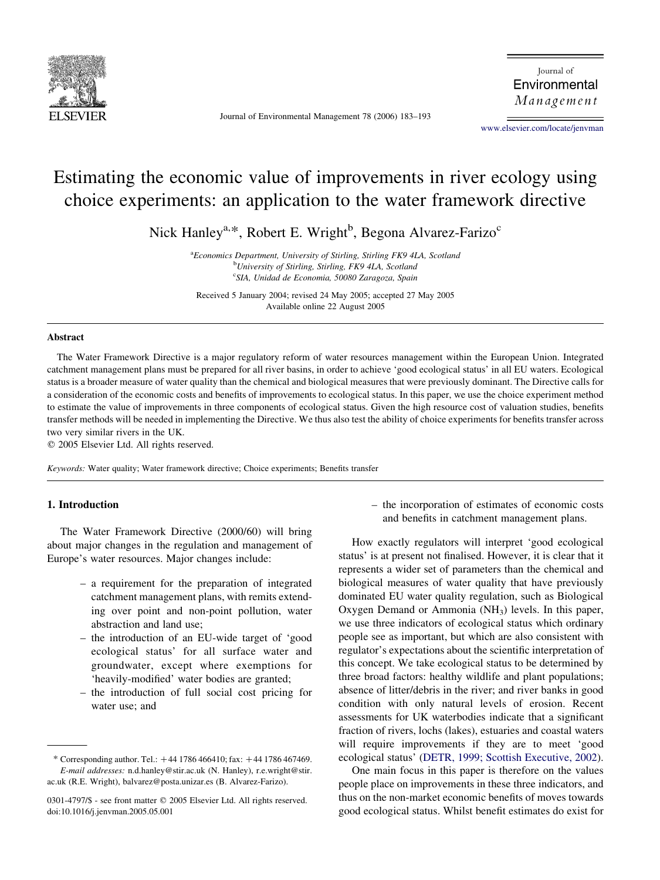# Estimating the economic value of improvements in river ecology using choice experiments: an application to the water framework directive

Nick Hanley[a,*], Robert E. Wright[b], Begona Alvarez-Farizo[c]

[a] *Economics Department, University of Stirling, Stirling FK9 4LA, Scotland*
[b] *University of Stirling, Stirling, FK9 4LA, Scotland*
[c] *SIA, Unidad de Economia, 50080 Zaragoza, Spain*

Received 5 January 2004; revised 24 May 2005; accepted 27 May 2005
Available online 22 August 2005

## Abstract

The Water Framework Directive is a major regulatory reform of water resources management within the European Union. Integrated catchment management plans must be prepared for all river basins, in order to achieve 'good ecological status' in all EU waters. Ecological status is a broader measure of water quality than the chemical and biological measures that were previously dominant. The Directive calls for a consideration of the economic costs and benefits of improvements to ecological status. In this paper, we use the choice experiment method to estimate the value of improvements in three components of ecological status. Given the high resource cost of valuation studies, benefits transfer methods will be needed in implementing the Directive. We thus also test the ability of choice experiments for benefits transfer across two very similar rivers in the UK.

© 2005 Elsevier Ltd. All rights reserved.

*Keywords:* Water quality; Water framework directive; Choice experiments; Benefits transfer

## 1. Introduction

The Water Framework Directive (2000/60) will bring about major changes in the regulation and management of Europe's water resources. Major changes include:

- a requirement for the preparation of integrated catchment management plans, with remits extending over point and non-point pollution, water abstraction and land use;
- the introduction of an EU-wide target of 'good ecological status' for all surface water and groundwater, except where exemptions for 'heavily-modified' water bodies are granted;
- the introduction of full social cost pricing for water use; and
- the incorporation of estimates of economic costs and benefits in catchment management plans.

How exactly regulators will interpret 'good ecological status' is at present not finalised. However, it is clear that it represents a wider set of parameters than the chemical and biological measures of water quality that have previously dominated EU water quality regulation, such as Biological Oxygen Demand or Ammonia ($NH_3$) levels. In this paper, we use three indicators of ecological status which ordinary people see as important, but which are also consistent with regulator's expectations about the scientific interpretation of this concept. We take ecological status to be determined by three broad factors: healthy wildlife and plant populations; absence of litter/debris in the river; and river banks in good condition with only natural levels of erosion. Recent assessments for UK waterbodies indicate that a significant fraction of rivers, lochs (lakes), estuaries and coastal waters will require improvements if they are to meet 'good ecological status' (DETR, 1999; Scottish Executive, 2002).

One main focus in this paper is therefore on the values people place on improvements in these three indicators, and thus on the non-market economic benefits of moves towards good ecological status. Whilst benefit estimates do exist for

---

\* Corresponding author. Tel.: +44 1786 466410; fax: +44 1786 467469.
*E-mail addresses:* n.d.hanley@stir.ac.uk (N. Hanley), r.e.wright@stir.ac.uk (R.E. Wright), balvarez@posta.unizar.es (B. Alvarez-Farizo).

0301-4797/$ - see front matter © 2005 Elsevier Ltd. All rights reserved.
doi:10.1016/j.jenvman.2005.05.001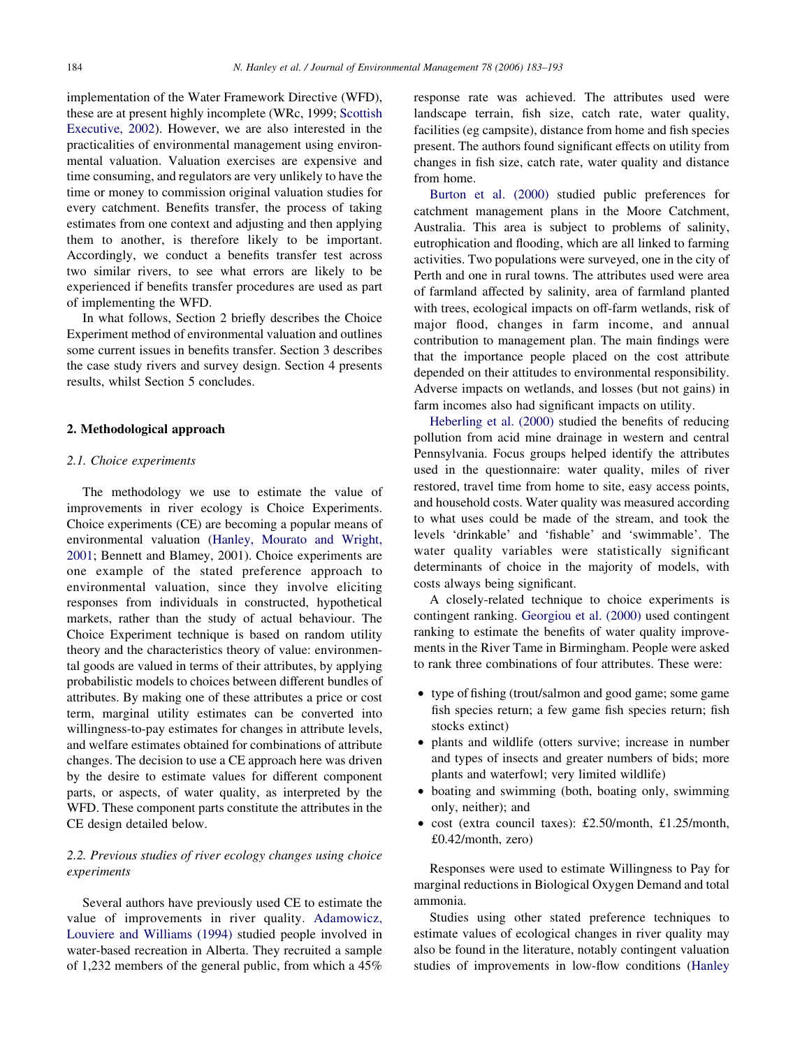implementation of the Water Framework Directive (WFD), these are at present highly incomplete (WRc, 1999; Scottish Executive, 2002). However, we are also interested in the practicalities of environmental management using environmental valuation. Valuation exercises are expensive and time consuming, and regulators are very unlikely to have the time or money to commission original valuation studies for every catchment. Benefits transfer, the process of taking estimates from one context and adjusting and then applying them to another, is therefore likely to be important. Accordingly, we conduct a benefits transfer test across two similar rivers, to see what errors are likely to be experienced if benefits transfer procedures are used as part of implementing the WFD.

In what follows, Section 2 briefly describes the Choice Experiment method of environmental valuation and outlines some current issues in benefits transfer. Section 3 describes the case study rivers and survey design. Section 4 presents results, whilst Section 5 concludes.

## 2. Methodological approach

### 2.1. Choice experiments

The methodology we use to estimate the value of improvements in river ecology is Choice Experiments. Choice experiments (CE) are becoming a popular means of environmental valuation (Hanley, Mourato and Wright, 2001; Bennett and Blamey, 2001). Choice experiments are one example of the stated preference approach to environmental valuation, since they involve eliciting responses from individuals in constructed, hypothetical markets, rather than the study of actual behaviour. The Choice Experiment technique is based on random utility theory and the characteristics theory of value: environmental goods are valued in terms of their attributes, by applying probabilistic models to choices between different bundles of attributes. By making one of these attributes a price or cost term, marginal utility estimates can be converted into willingness-to-pay estimates for changes in attribute levels, and welfare estimates obtained for combinations of attribute changes. The decision to use a CE approach here was driven by the desire to estimate values for different component parts, or aspects, of water quality, as interpreted by the WFD. These component parts constitute the attributes in the CE design detailed below.

### 2.2. Previous studies of river ecology changes using choice experiments

Several authors have previously used CE to estimate the value of improvements in river quality. Adamowicz, Louviere and Williams (1994) studied people involved in water-based recreation in Alberta. They recruited a sample of 1,232 members of the general public, from which a 45% response rate was achieved. The attributes used were landscape terrain, fish size, catch rate, water quality, facilities (eg campsite), distance from home and fish species present. The authors found significant effects on utility from changes in fish size, catch rate, water quality and distance from home.

Burton et al. (2000) studied public preferences for catchment management plans in the Moore Catchment, Australia. This area is subject to problems of salinity, eutrophication and flooding, which are all linked to farming activities. Two populations were surveyed, one in the city of Perth and one in rural towns. The attributes used were area of farmland affected by salinity, area of farmland planted with trees, ecological impacts on off-farm wetlands, risk of major flood, changes in farm income, and annual contribution to management plan. The main findings were that the importance people placed on the cost attribute depended on their attitudes to environmental responsibility. Adverse impacts on wetlands, and losses (but not gains) in farm incomes also had significant impacts on utility.

Heberling et al. (2000) studied the benefits of reducing pollution from acid mine drainage in western and central Pennsylvania. Focus groups helped identify the attributes used in the questionnaire: water quality, miles of river restored, travel time from home to site, easy access points, and household costs. Water quality was measured according to what uses could be made of the stream, and took the levels 'drinkable' and 'fishable' and 'swimmable'. The water quality variables were statistically significant determinants of choice in the majority of models, with costs always being significant.

A closely-related technique to choice experiments is contingent ranking. Georgiou et al. (2000) used contingent ranking to estimate the benefits of water quality improvements in the River Tame in Birmingham. People were asked to rank three combinations of four attributes. These were:

- type of fishing (trout/salmon and good game; some game fish species return; a few game fish species return; fish stocks extinct)
- plants and wildlife (otters survive; increase in number and types of insects and greater numbers of bids; more plants and waterfowl; very limited wildlife)
- boating and swimming (both, boating only, swimming only, neither); and
- cost (extra council taxes): £2.50/month, £1.25/month, £0.42/month, zero)

Responses were used to estimate Willingness to Pay for marginal reductions in Biological Oxygen Demand and total ammonia.

Studies using other stated preference techniques to estimate values of ecological changes in river quality may also be found in the literature, notably contingent valuation studies of improvements in low-flow conditions (Hanley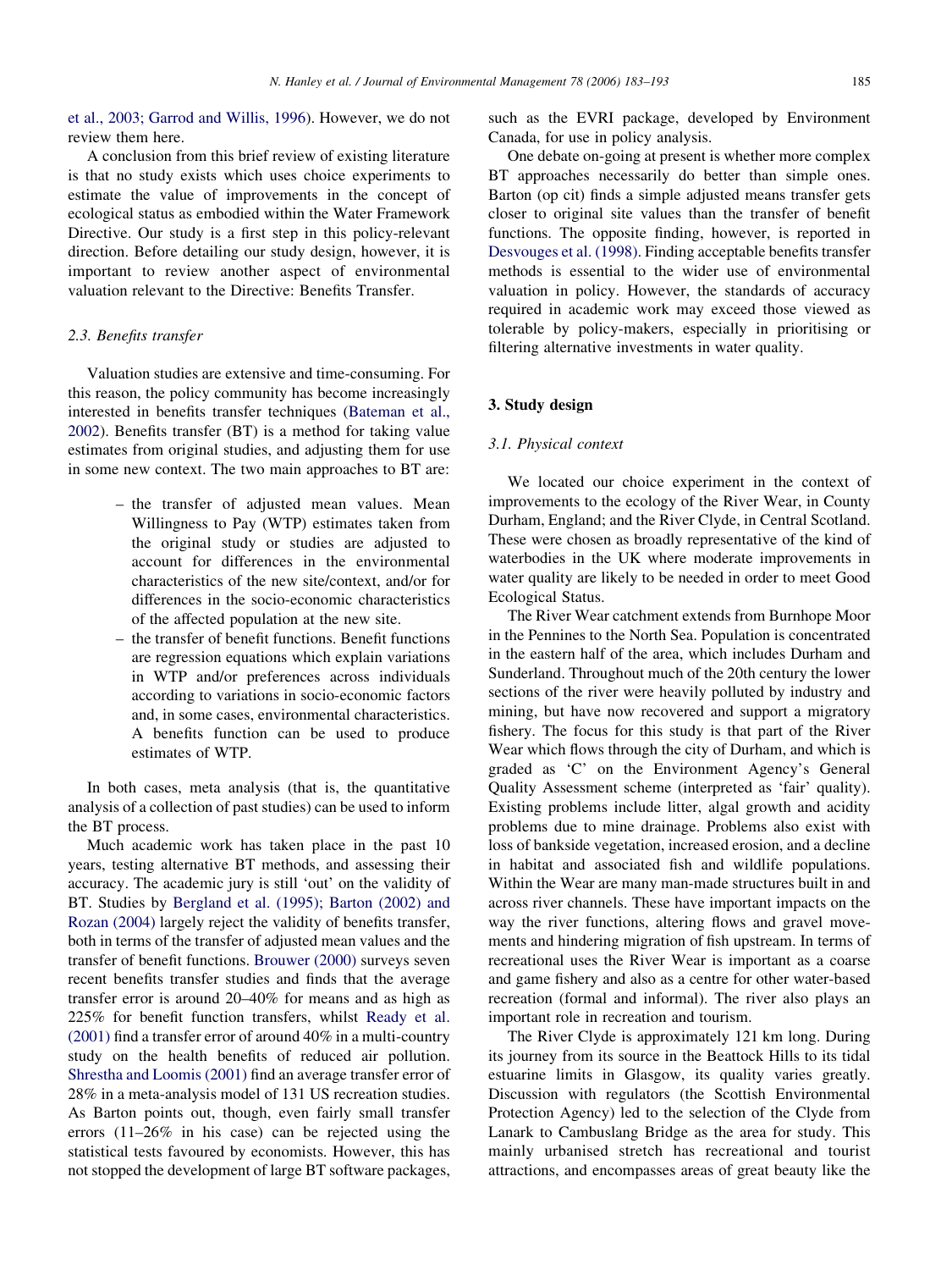et al., 2003; Garrod and Willis, 1996). However, we do not review them here.

A conclusion from this brief review of existing literature is that no study exists which uses choice experiments to estimate the value of improvements in the concept of ecological status as embodied within the Water Framework Directive. Our study is a first step in this policy-relevant direction. Before detailing our study design, however, it is important to review another aspect of environmental valuation relevant to the Directive: Benefits Transfer.

### 2.3. Benefits transfer

Valuation studies are extensive and time-consuming. For this reason, the policy community has become increasingly interested in benefits transfer techniques (Bateman et al., 2002). Benefits transfer (BT) is a method for taking value estimates from original studies, and adjusting them for use in some new context. The two main approaches to BT are:

- the transfer of adjusted mean values. Mean Willingness to Pay (WTP) estimates taken from the original study or studies are adjusted to account for differences in the environmental characteristics of the new site/context, and/or for differences in the socio-economic characteristics of the affected population at the new site.
- the transfer of benefit functions. Benefit functions are regression equations which explain variations in WTP and/or preferences across individuals according to variations in socio-economic factors and, in some cases, environmental characteristics. A benefits function can be used to produce estimates of WTP.

In both cases, meta analysis (that is, the quantitative analysis of a collection of past studies) can be used to inform the BT process.

Much academic work has taken place in the past 10 years, testing alternative BT methods, and assessing their accuracy. The academic jury is still 'out' on the validity of BT. Studies by Bergland et al. (1995); Barton (2002) and Rozan (2004) largely reject the validity of benefits transfer, both in terms of the transfer of adjusted mean values and the transfer of benefit functions. Brouwer (2000) surveys seven recent benefits transfer studies and finds that the average transfer error is around 20–40% for means and as high as 225% for benefit function transfers, whilst Ready et al. (2001) find a transfer error of around 40% in a multi-country study on the health benefits of reduced air pollution. Shrestha and Loomis (2001) find an average transfer error of 28% in a meta-analysis model of 131 US recreation studies. As Barton points out, though, even fairly small transfer errors (11–26% in his case) can be rejected using the statistical tests favoured by economists. However, this has not stopped the development of large BT software packages, such as the EVRI package, developed by Environment Canada, for use in policy analysis.

One debate on-going at present is whether more complex BT approaches necessarily do better than simple ones. Barton (op cit) finds a simple adjusted means transfer gets closer to original site values than the transfer of benefit functions. The opposite finding, however, is reported in Desvouges et al. (1998). Finding acceptable benefits transfer methods is essential to the wider use of environmental valuation in policy. However, the standards of accuracy required in academic work may exceed those viewed as tolerable by policy-makers, especially in prioritising or filtering alternative investments in water quality.

## 3. Study design

### 3.1. Physical context

We located our choice experiment in the context of improvements to the ecology of the River Wear, in County Durham, England; and the River Clyde, in Central Scotland. These were chosen as broadly representative of the kind of waterbodies in the UK where moderate improvements in water quality are likely to be needed in order to meet Good Ecological Status.

The River Wear catchment extends from Burnhope Moor in the Pennines to the North Sea. Population is concentrated in the eastern half of the area, which includes Durham and Sunderland. Throughout much of the 20th century the lower sections of the river were heavily polluted by industry and mining, but have now recovered and support a migratory fishery. The focus for this study is that part of the River Wear which flows through the city of Durham, and which is graded as 'C' on the Environment Agency's General Quality Assessment scheme (interpreted as 'fair' quality). Existing problems include litter, algal growth and acidity problems due to mine drainage. Problems also exist with loss of bankside vegetation, increased erosion, and a decline in habitat and associated fish and wildlife populations. Within the Wear are many man-made structures built in and across river channels. These have important impacts on the way the river functions, altering flows and gravel movements and hindering migration of fish upstream. In terms of recreational uses the River Wear is important as a coarse and game fishery and also as a centre for other water-based recreation (formal and informal). The river also plays an important role in recreation and tourism.

The River Clyde is approximately 121 km long. During its journey from its source in the Beattock Hills to its tidal estuarine limits in Glasgow, its quality varies greatly. Discussion with regulators (the Scottish Environmental Protection Agency) led to the selection of the Clyde from Lanark to Cambuslang Bridge as the area for study. This mainly urbanised stretch has recreational and tourist attractions, and encompasses areas of great beauty like the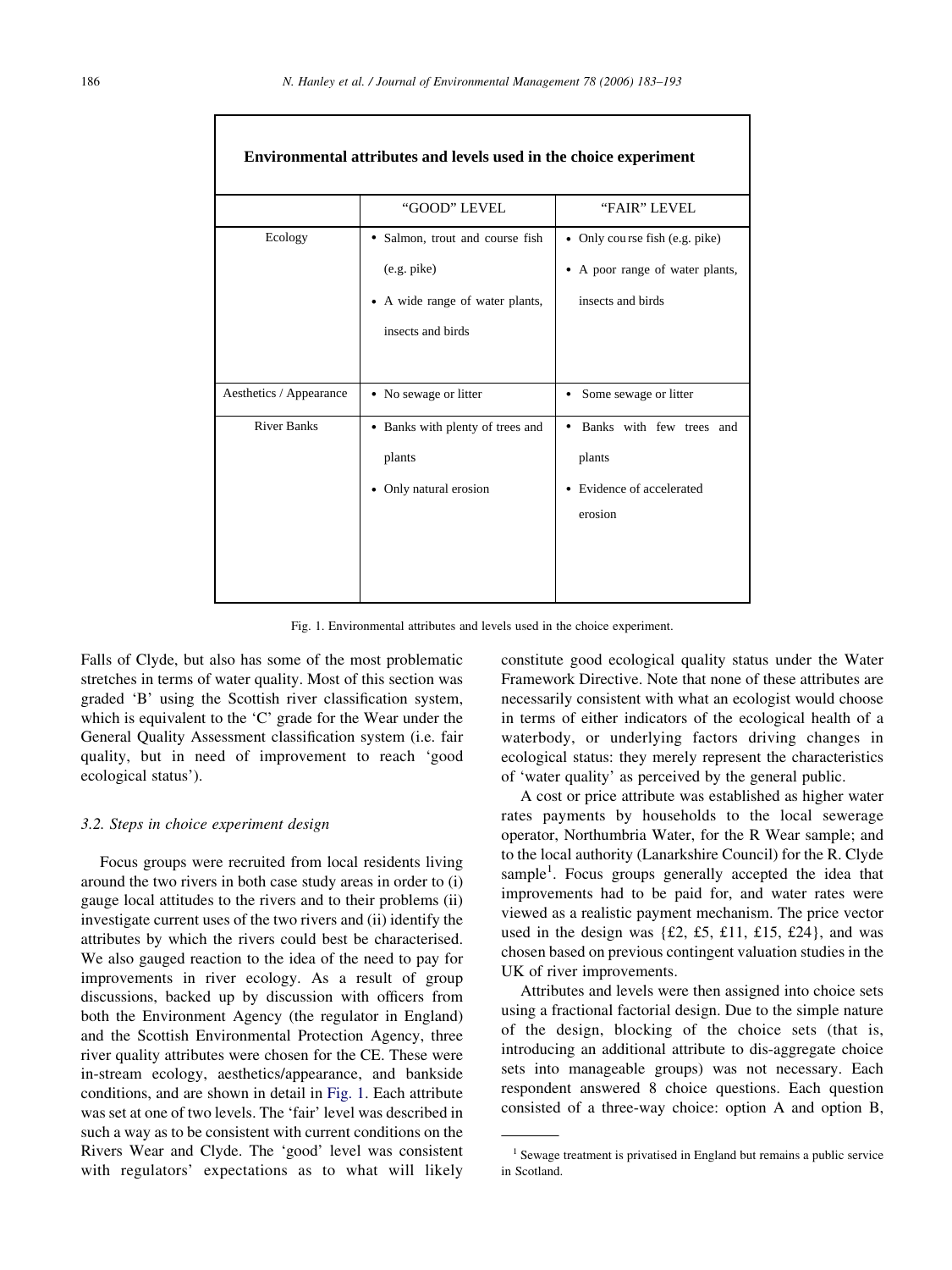| Environmental attributes and levels used in the choice experiment | | |
|---|---|---|
| | "GOOD" LEVEL | "FAIR" LEVEL |
| Ecology | • Salmon, trout and course fish (e.g. pike)<br>• A wide range of water plants, insects and birds | • Only course fish (e.g. pike)<br>• A poor range of water plants, insects and birds |
| Aesthetics / Appearance | • No sewage or litter | • Some sewage or litter |
| River Banks | • Banks with plenty of trees and plants<br>• Only natural erosion | • Banks with few trees and plants<br>• Evidence of accelerated erosion |

Fig. 1. Environmental attributes and levels used in the choice experiment.

Falls of Clyde, but also has some of the most problematic stretches in terms of water quality. Most of this section was graded 'B' using the Scottish river classification system, which is equivalent to the 'C' grade for the Wear under the General Quality Assessment classification system (i.e. fair quality, but in need of improvement to reach 'good ecological status').

### 3.2. Steps in choice experiment design

Focus groups were recruited from local residents living around the two rivers in both case study areas in order to (i) gauge local attitudes to the rivers and to their problems (ii) investigate current uses of the two rivers and (ii) identify the attributes by which the rivers could best be characterised. We also gauged reaction to the idea of the need to pay for improvements in river ecology. As a result of group discussions, backed up by discussion with officers from both the Environment Agency (the regulator in England) and the Scottish Environmental Protection Agency, three river quality attributes were chosen for the CE. These were in-stream ecology, aesthetics/appearance, and bankside conditions, and are shown in detail in Fig. 1. Each attribute was set at one of two levels. The 'fair' level was described in such a way as to be consistent with current conditions on the Rivers Wear and Clyde. The 'good' level was consistent with regulators' expectations as to what will likely constitute good ecological quality status under the Water Framework Directive. Note that none of these attributes are necessarily consistent with what an ecologist would choose in terms of either indicators of the ecological health of a waterbody, or underlying factors driving changes in ecological status: they merely represent the characteristics of 'water quality' as perceived by the general public.

A cost or price attribute was established as higher water rates payments by households to the local sewerage operator, Northumbria Water, for the R Wear sample; and to the local authority (Lanarkshire Council) for the R. Clyde sample[1]. Focus groups generally accepted the idea that improvements had to be paid for, and water rates were viewed as a realistic payment mechanism. The price vector used in the design was {£2, £5, £11, £15, £24}, and was chosen based on previous contingent valuation studies in the UK of river improvements.

Attributes and levels were then assigned into choice sets using a fractional factorial design. Due to the simple nature of the design, blocking of the choice sets (that is, introducing an additional attribute to dis-aggregate choice sets into manageable groups) was not necessary. Each respondent answered 8 choice questions. Each question consisted of a three-way choice: option A and option B,

[1] Sewage treatment is privatised in England but remains a public service in Scotland.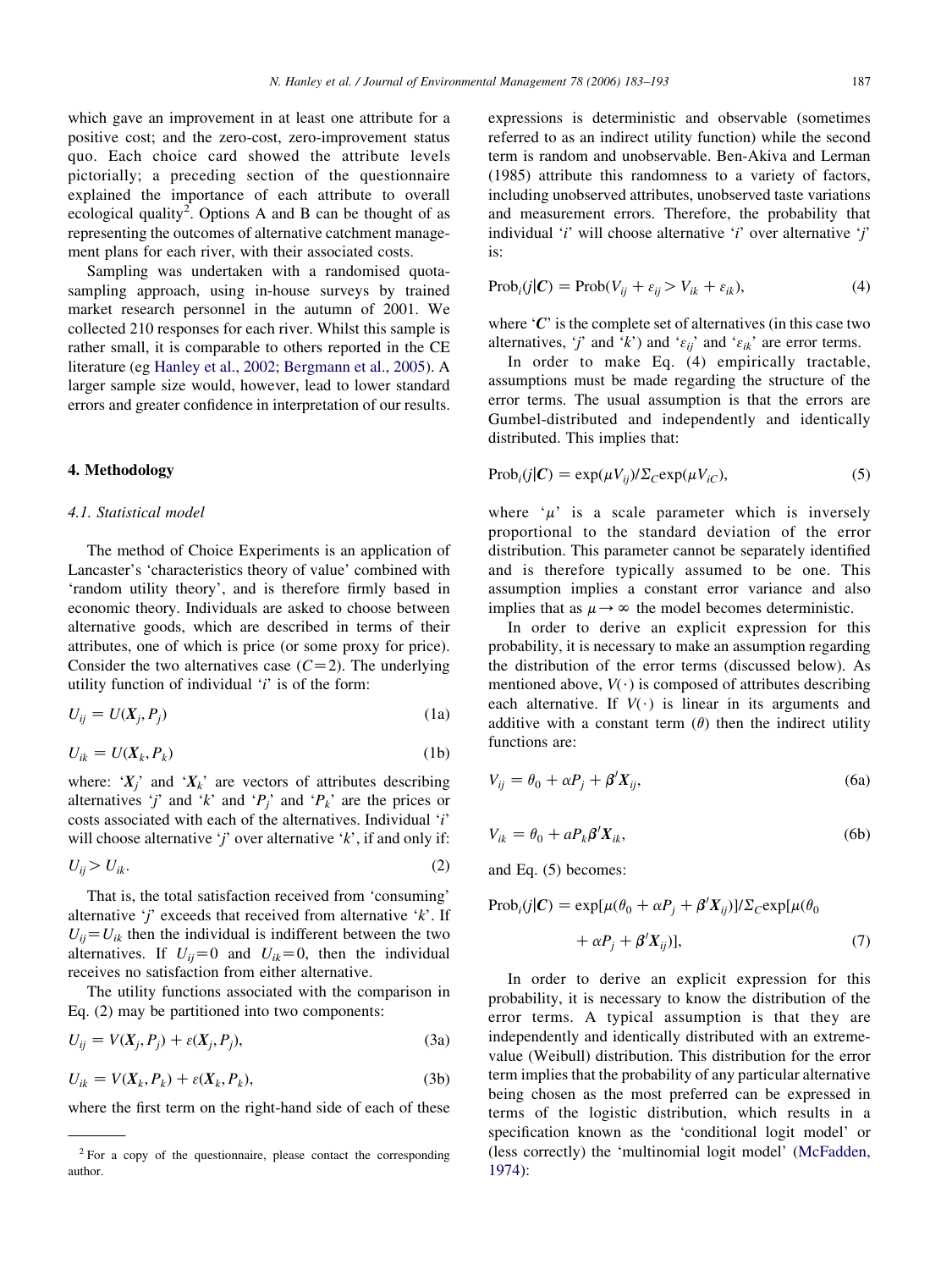which gave an improvement in at least one attribute for a positive cost; and the zero-cost, zero-improvement status quo. Each choice card showed the attribute levels pictorially; a preceding section of the questionnaire explained the importance of each attribute to overall ecological quality[2]. Options A and B can be thought of as representing the outcomes of alternative catchment management plans for each river, with their associated costs.

Sampling was undertaken with a randomised quota-sampling approach, using in-house surveys by trained market research personnel in the autumn of 2001. We collected 210 responses for each river. Whilst this sample is rather small, it is comparable to others reported in the CE literature (eg Hanley et al., 2002; Bergmann et al., 2005). A larger sample size would, however, lead to lower standard errors and greater confidence in interpretation of our results.

## 4. Methodology

### 4.1. Statistical model

The method of Choice Experiments is an application of Lancaster's 'characteristics theory of value' combined with 'random utility theory', and is therefore firmly based in economic theory. Individuals are asked to choose between alternative goods, which are described in terms of their attributes, one of which is price (or some proxy for price). Consider the two alternatives case ($C=2$). The underlying utility function of individual '$i$' is of the form:

$$U_{ij} = U(\boldsymbol{X}_j, P_j) \tag{1a}$$

$$U_{ik} = U(\boldsymbol{X}_k, P_k) \tag{1b}$$

where: '$\boldsymbol{X}_j$' and '$\boldsymbol{X}_k$' are vectors of attributes describing alternatives '$j$' and '$k$' and '$P_j$' and '$P_k$' are the prices or costs associated with each of the alternatives. Individual '$i$' will choose alternative '$j$' over alternative '$k$', if and only if:

$$U_{ij} > U_{ik}. \tag{2}$$

That is, the total satisfaction received from 'consuming' alternative '$j$' exceeds that received from alternative '$k$'. If $U_{ij}=U_{ik}$ then the individual is indifferent between the two alternatives. If $U_{ij}=0$ and $U_{ik}=0$, then the individual receives no satisfaction from either alternative.

The utility functions associated with the comparison in Eq. (2) may be partitioned into two components:

$$U_{ij} = V(\boldsymbol{X}_j, P_j) + \varepsilon(\boldsymbol{X}_j, P_j), \tag{3a}$$

$$U_{ik} = V(\boldsymbol{X}_k, P_k) + \varepsilon(\boldsymbol{X}_k, P_k), \tag{3b}$$

where the first term on the right-hand side of each of these expressions is deterministic and observable (sometimes referred to as an indirect utility function) while the second term is random and unobservable. Ben-Akiva and Lerman (1985) attribute this randomness to a variety of factors, including unobserved attributes, unobserved taste variations and measurement errors. Therefore, the probability that individual '$i$' will choose alternative '$i$' over alternative '$j$' is:

$$\text{Prob}_i(j|\boldsymbol{C}) = \text{Prob}(V_{ij} + \varepsilon_{ij} > V_{ik} + \varepsilon_{ik}), \tag{4}$$

where '$\boldsymbol{C}$' is the complete set of alternatives (in this case two alternatives, '$j$' and '$k$') and '$\varepsilon_{ij}$' and '$\varepsilon_{ik}$' are error terms.

In order to make Eq. (4) empirically tractable, assumptions must be made regarding the structure of the error terms. The usual assumption is that the errors are Gumbel-distributed and independently and identically distributed. This implies that:

$$\text{Prob}_i(j|\boldsymbol{C}) = \exp(\mu V_{ij})/\Sigma_C \exp(\mu V_{iC}), \tag{5}$$

where '$\mu$' is a scale parameter which is inversely proportional to the standard deviation of the error distribution. This parameter cannot be separately identified and is therefore typically assumed to be one. This assumption implies a constant error variance and also implies that as $\mu \rightarrow \infty$ the model becomes deterministic.

In order to derive an explicit expression for this probability, it is necessary to make an assumption regarding the distribution of the error terms (discussed below). As mentioned above, $V(\cdot)$ is composed of attributes describing each alternative. If $V(\cdot)$ is linear in its arguments and additive with a constant term ($\theta$) then the indirect utility functions are:

$$V_{ij} = \theta_0 + \alpha P_j + \boldsymbol{\beta}'\boldsymbol{X}_{ij}, \tag{6a}$$

$$V_{ik} = \theta_0 + a P_k \boldsymbol{\beta}'\boldsymbol{X}_{ik}, \tag{6b}$$

and Eq. (5) becomes:

$$\text{Prob}_i(j|\boldsymbol{C}) = \exp[\mu(\theta_0 + \alpha P_j + \boldsymbol{\beta}'\boldsymbol{X}_{ij})]/\Sigma_C \exp[\mu(\theta_0 + \alpha P_j + \boldsymbol{\beta}'\boldsymbol{X}_{ij})], \tag{7}$$

In order to derive an explicit expression for this probability, it is necessary to know the distribution of the error terms. A typical assumption is that they are independently and identically distributed with an extreme-value (Weibull) distribution. This distribution for the error term implies that the probability of any particular alternative being chosen as the most preferred can be expressed in terms of the logistic distribution, which results in a specification known as the 'conditional logit model' or (less correctly) the 'multinomial logit model' (McFadden, 1974):

---

[2] For a copy of the questionnaire, please contact the corresponding author.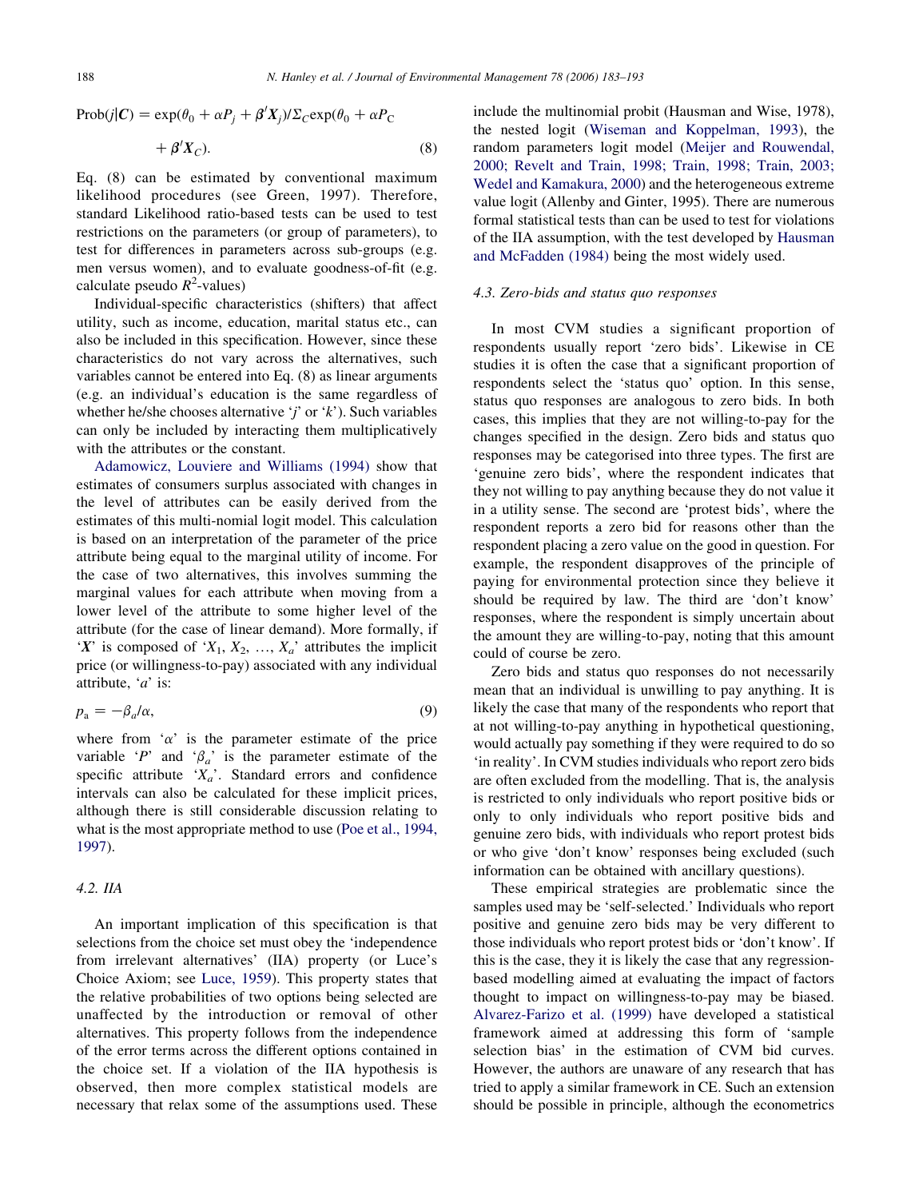$$\text{Prob}(j|\boldsymbol{C}) = \exp(\theta_0 + \alpha P_j + \boldsymbol{\beta}'\boldsymbol{X}_j)/\Sigma_C \exp(\theta_0 + \alpha P_C + \boldsymbol{\beta}'\boldsymbol{X}_C). \tag{8}$$

Eq. (8) can be estimated by conventional maximum likelihood procedures (see Green, 1997). Therefore, standard Likelihood ratio-based tests can be used to test restrictions on the parameters (or group of parameters), to test for differences in parameters across sub-groups (e.g. men versus women), and to evaluate goodness-of-fit (e.g. calculate pseudo $R^2$-values)

Individual-specific characteristics (shifters) that affect utility, such as income, education, marital status etc., can also be included in this specification. However, since these characteristics do not vary across the alternatives, such variables cannot be entered into Eq. (8) as linear arguments (e.g. an individual's education is the same regardless of whether he/she chooses alternative '$j$' or '$k$'). Such variables can only be included by interacting them multiplicatively with the attributes or the constant.

Adamowicz, Louviere and Williams (1994) show that estimates of consumers surplus associated with changes in the level of attributes can be easily derived from the estimates of this multi-nomial logit model. This calculation is based on an interpretation of the parameter of the price attribute being equal to the marginal utility of income. For the case of two alternatives, this involves summing the marginal values for each attribute when moving from a lower level of the attribute to some higher level of the attribute (for the case of linear demand). More formally, if '$\boldsymbol{X}$' is composed of '$X_1, X_2, \ldots, X_a$' attributes the implicit price (or willingness-to-pay) associated with any individual attribute, '$a$' is:

$$p_a = -\beta_a/\alpha, \tag{9}$$

where from '$\alpha$' is the parameter estimate of the price variable '$P$' and '$\beta_a$' is the parameter estimate of the specific attribute '$X_a$'. Standard errors and confidence intervals can also be calculated for these implicit prices, although there is still considerable discussion relating to what is the most appropriate method to use (Poe et al., 1994, 1997).

### 4.2. IIA

An important implication of this specification is that selections from the choice set must obey the 'independence from irrelevant alternatives' (IIA) property (or Luce's Choice Axiom; see Luce, 1959). This property states that the relative probabilities of two options being selected are unaffected by the introduction or removal of other alternatives. This property follows from the independence of the error terms across the different options contained in the choice set. If a violation of the IIA hypothesis is observed, then more complex statistical models are necessary that relax some of the assumptions used. These include the multinomial probit (Hausman and Wise, 1978), the nested logit (Wiseman and Koppelman, 1993), the random parameters logit model (Meijer and Rouwendal, 2000; Revelt and Train, 1998; Train, 1998; Train, 2003; Wedel and Kamakura, 2000) and the heterogeneous extreme value logit (Allenby and Ginter, 1995). There are numerous formal statistical tests than can be used to test for violations of the IIA assumption, with the test developed by Hausman and McFadden (1984) being the most widely used.

### 4.3. Zero-bids and status quo responses

In most CVM studies a significant proportion of respondents usually report 'zero bids'. Likewise in CE studies it is often the case that a significant proportion of respondents select the 'status quo' option. In this sense, status quo responses are analogous to zero bids. In both cases, this implies that they are not willing-to-pay for the changes specified in the design. Zero bids and status quo responses may be categorised into three types. The first are 'genuine zero bids', where the respondent indicates that they not willing to pay anything because they do not value it in a utility sense. The second are 'protest bids', where the respondent reports a zero bid for reasons other than the respondent placing a zero value on the good in question. For example, the respondent disapproves of the principle of paying for environmental protection since they believe it should be required by law. The third are 'don't know' responses, where the respondent is simply uncertain about the amount they are willing-to-pay, noting that this amount could of course be zero.

Zero bids and status quo responses do not necessarily mean that an individual is unwilling to pay anything. It is likely the case that many of the respondents who report that at not willing-to-pay anything in hypothetical questioning, would actually pay something if they were required to do so 'in reality'. In CVM studies individuals who report zero bids are often excluded from the modelling. That is, the analysis is restricted to only individuals who report positive bids or only to only individuals who report positive bids and genuine zero bids, with individuals who report protest bids or who give 'don't know' responses being excluded (such information can be obtained with ancillary questions).

These empirical strategies are problematic since the samples used may be 'self-selected.' Individuals who report positive and genuine zero bids may be very different to those individuals who report protest bids or 'don't know'. If this is the case, they it is likely the case that any regression-based modelling aimed at evaluating the impact of factors thought to impact on willingness-to-pay may be biased. Alvarez-Farizo et al. (1999) have developed a statistical framework aimed at addressing this form of 'sample selection bias' in the estimation of CVM bid curves. However, the authors are unaware of any research that has tried to apply a similar framework in CE. Such an extension should be possible in principle, although the econometrics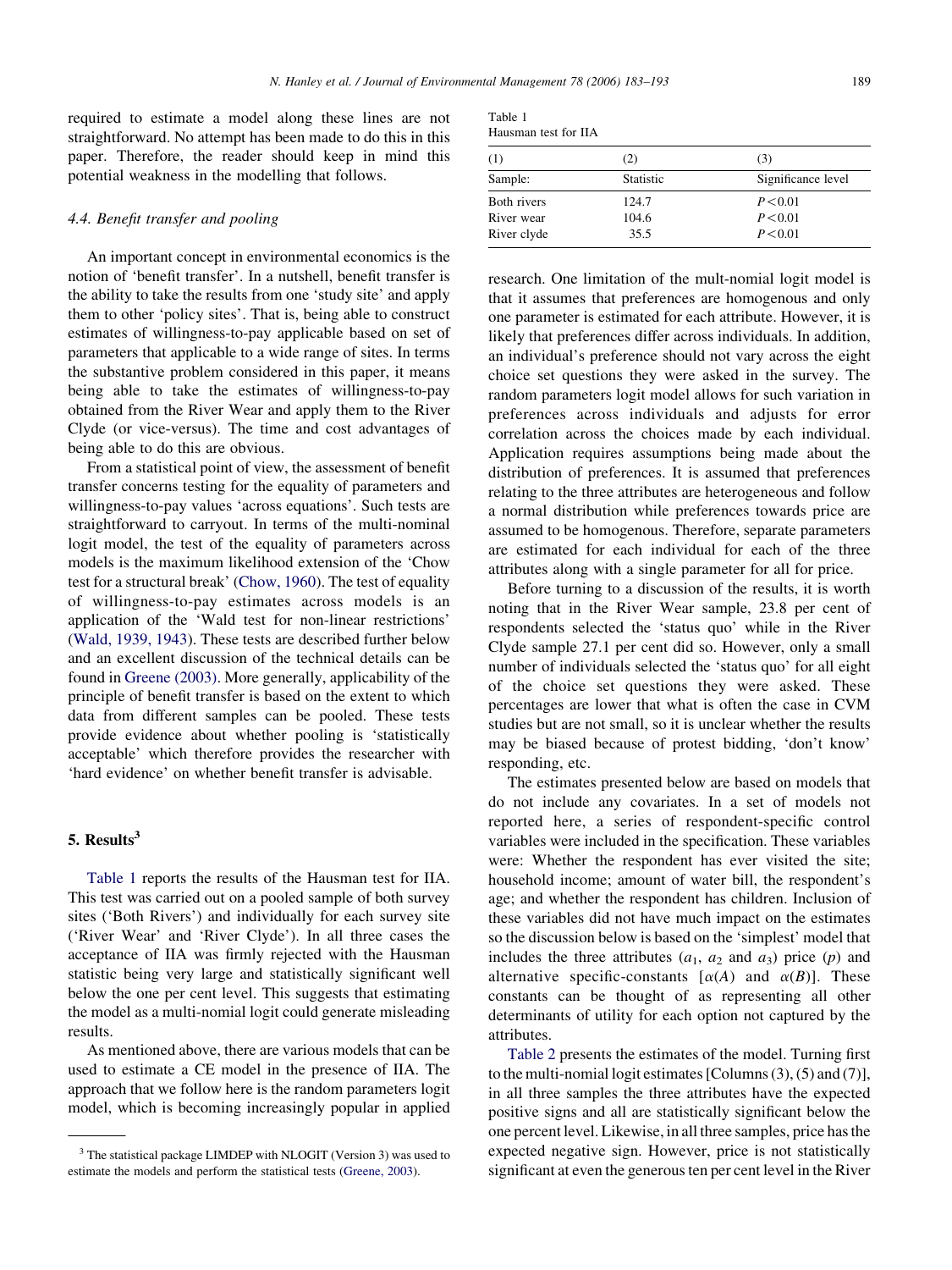required to estimate a model along these lines are not straightforward. No attempt has been made to do this in this paper. Therefore, the reader should keep in mind this potential weakness in the modelling that follows.

### 4.4. Benefit transfer and pooling

An important concept in environmental economics is the notion of 'benefit transfer'. In a nutshell, benefit transfer is the ability to take the results from one 'study site' and apply them to other 'policy sites'. That is, being able to construct estimates of willingness-to-pay applicable based on set of parameters that applicable to a wide range of sites. In terms the substantive problem considered in this paper, it means being able to take the estimates of willingness-to-pay obtained from the River Wear and apply them to the River Clyde (or vice-versus). The time and cost advantages of being able to do this are obvious.

From a statistical point of view, the assessment of benefit transfer concerns testing for the equality of parameters and willingness-to-pay values 'across equations'. Such tests are straightforward to carryout. In terms of the multi-nominal logit model, the test of the equality of parameters across models is the maximum likelihood extension of the 'Chow test for a structural break' (Chow, 1960). The test of equality of willingness-to-pay estimates across models is an application of the 'Wald test for non-linear restrictions' (Wald, 1939, 1943). These tests are described further below and an excellent discussion of the technical details can be found in Greene (2003). More generally, applicability of the principle of benefit transfer is based on the extent to which data from different samples can be pooled. These tests provide evidence about whether pooling is 'statistically acceptable' which therefore provides the researcher with 'hard evidence' on whether benefit transfer is advisable.

## 5. Results[3]

Table 1 reports the results of the Hausman test for IIA. This test was carried out on a pooled sample of both survey sites ('Both Rivers') and individually for each survey site ('River Wear' and 'River Clyde'). In all three cases the acceptance of IIA was firmly rejected with the Hausman statistic being very large and statistically significant well below the one per cent level. This suggests that estimating the model as a multi-nomial logit could generate misleading results.

As mentioned above, there are various models that can be used to estimate a CE model in the presence of IIA. The approach that we follow here is the random parameters logit model, which is becoming increasingly popular in applied research. One limitation of the mult-nomial logit model is that it assumes that preferences are homogenous and only one parameter is estimated for each attribute. However, it is likely that preferences differ across individuals. In addition, an individual's preference should not vary across the eight choice set questions they were asked in the survey. The random parameters logit model allows for such variation in preferences across individuals and adjusts for error correlation across the choices made by each individual. Application requires assumptions being made about the distribution of preferences. It is assumed that preferences relating to the three attributes are heterogeneous and follow a normal distribution while preferences towards price are assumed to be homogenous. Therefore, separate parameters are estimated for each individual for each of the three attributes along with a single parameter for all for price.

Table 1
Hausman test for IIA

| (1) | (2) | (3) |
|---|---|---|
| Sample: | Statistic | Significance level |
| Both rivers | 124.7 | $P<0.01$ |
| River wear | 104.6 | $P<0.01$ |
| River clyde | 35.5 | $P<0.01$ |

Before turning to a discussion of the results, it is worth noting that in the River Wear sample, 23.8 per cent of respondents selected the 'status quo' while in the River Clyde sample 27.1 per cent did so. However, only a small number of individuals selected the 'status quo' for all eight of the choice set questions they were asked. These percentages are lower that what is often the case in CVM studies but are not small, so it is unclear whether the results may be biased because of protest bidding, 'don't know' responding, etc.

The estimates presented below are based on models that do not include any covariates. In a set of models not reported here, a series of respondent-specific control variables were included in the specification. These variables were: Whether the respondent has ever visited the site; household income; amount of water bill, the respondent's age; and whether the respondent has children. Inclusion of these variables did not have much impact on the estimates so the discussion below is based on the 'simplest' model that includes the three attributes ($a_1$, $a_2$ and $a_3$) price ($p$) and alternative specific-constants [$\alpha(A)$ and $\alpha(B)$]. These constants can be thought of as representing all other determinants of utility for each option not captured by the attributes.

Table 2 presents the estimates of the model. Turning first to the multi-nomial logit estimates [Columns (3), (5) and (7)], in all three samples the three attributes have the expected positive signs and all are statistically significant below the one percent level. Likewise, in all three samples, price has the expected negative sign. However, price is not statistically significant at even the generous ten per cent level in the River

[3] The statistical package LIMDEP with NLOGIT (Version 3) was used to estimate the models and perform the statistical tests (Greene, 2003).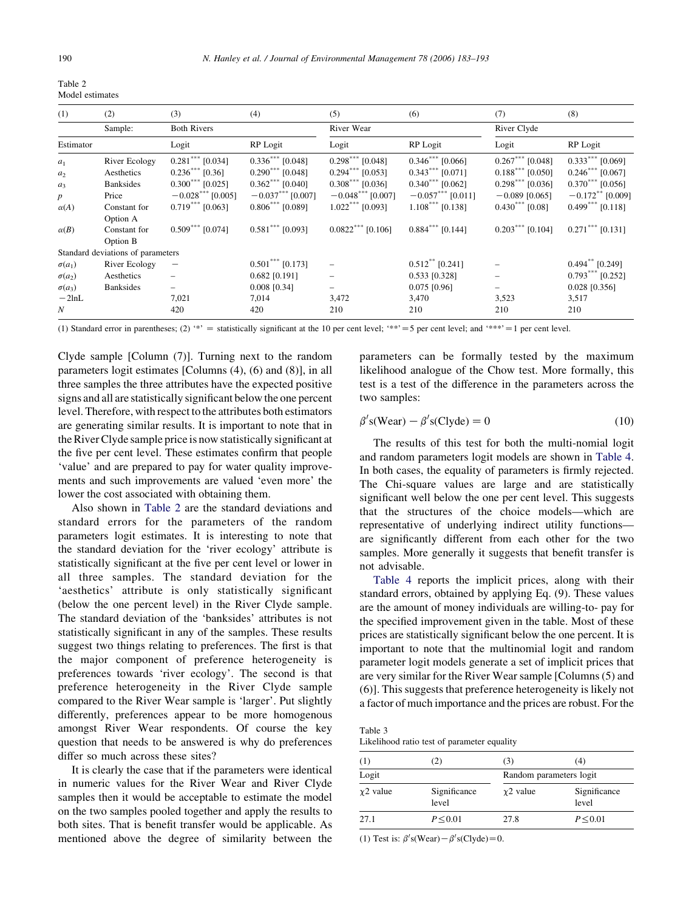Table 2
Model estimates

| (1) | (2) | (3) | (4) | (5) | (6) | (7) | (8) |
|---|---|---|---|---|---|---|---|
| | Sample: | Both Rivers | | River Wear | | River Clyde | |
| Estimator | | Logit | RP Logit | Logit | RP Logit | Logit | RP Logit |
| $a_1$ | River Ecology | $0.281^{***}$ [0.034] | $0.336^{***}$ [0.048] | $0.298^{***}$ [0.048] | $0.346^{***}$ [0.066] | $0.267^{***}$ [0.048] | $0.333^{***}$ [0.069] |
| $a_2$ | Aesthetics | $0.236^{***}$ [0.36] | $0.290^{***}$ [0.048] | $0.294^{***}$ [0.053] | $0.343^{***}$ [0.071] | $0.188^{***}$ [0.050] | $0.246^{***}$ [0.067] |
| $a_3$ | Banksides | $0.300^{***}$ [0.025] | $0.362^{***}$ [0.040] | $0.308^{***}$ [0.036] | $0.340^{***}$ [0.062] | $0.298^{***}$ [0.036] | $0.370^{***}$ [0.056] |
| $p$ | Price | $-0.028^{***}$ [0.005] | $-0.037^{***}$ [0.007] | $-0.048^{***}$ [0.007] | $-0.057^{***}$ [0.011] | $-0.089$ [0.065] | $-0.172^{**}$ [0.009] |
| $\alpha(A)$ | Constant for Option A | $0.719^{***}$ [0.063] | $0.806^{***}$ [0.089] | $1.022^{***}$ [0.093] | $1.108^{***}$ [0.138] | $0.430^{***}$ [0.08] | $0.499^{***}$ [0.118] |
| $\alpha(B)$ | Constant for Option B | $0.509^{***}$ [0.074] | $0.581^{***}$ [0.093] | $0.0822^{***}$ [0.106] | $0.884^{***}$ [0.144] | $0.203^{***}$ [0.104] | $0.271^{***}$ [0.131] |
| Standard deviations of parameters | | | | | | | |
| $\sigma(a_1)$ | River Ecology | – | $0.501^{***}$ [0.173] | – | $0.512^{**}$ [0.241] | – | $0.494^{**}$ [0.249] |
| $\sigma(a_2)$ | Aesthetics | – | 0.682 [0.191] | – | 0.533 [0.328] | – | $0.793^{***}$ [0.252] |
| $\sigma(a_3)$ | Banksides | – | 0.008 [0.34] | – | 0.075 [0.96] | – | 0.028 [0.356] |
| $-2\ln L$ | | 7,021 | 7,014 | 3,472 | 3,470 | 3,523 | 3,517 |
| $N$ | | 420 | 420 | 210 | 210 | 210 | 210 |

(1) Standard error in parentheses; (2) '*' = statistically significant at the 10 per cent level; '**' = 5 per cent level; and '***' = 1 per cent level.

Clyde sample [Column (7)]. Turning next to the random parameters logit estimates [Columns (4), (6) and (8)], in all three samples the three attributes have the expected positive signs and all are statistically significant below the one percent level. Therefore, with respect to the attributes both estimators are generating similar results. It is important to note that in the River Clyde sample price is now statistically significant at the five per cent level. These estimates confirm that people 'value' and are prepared to pay for water quality improvements and such improvements are valued 'even more' the lower the cost associated with obtaining them.

Also shown in Table 2 are the standard deviations and standard errors for the parameters of the random parameters logit estimates. It is interesting to note that the standard deviation for the 'river ecology' attribute is statistically significant at the five per cent level or lower in all three samples. The standard deviation for the 'aesthetics' attribute is only statistically significant (below the one percent level) in the River Clyde sample. The standard deviation of the 'banksides' attributes is not statistically significant in any of the samples. These results suggest two things relating to preferences. The first is that the major component of preference heterogeneity is preferences towards 'river ecology'. The second is that preference heterogeneity in the River Clyde sample compared to the River Wear sample is 'larger'. Put slightly differently, preferences appear to be more homogenous amongst River Wear respondents. Of course the key question that needs to be answered is why do preferences differ so much across these sites?

It is clearly the case that if the parameters were identical in numeric values for the River Wear and River Clyde samples then it would be acceptable to estimate the model on the two samples pooled together and apply the results to both sites. That is benefit transfer would be applicable. As mentioned above the degree of similarity between the parameters can be formally tested by the maximum likelihood analogue of the Chow test. More formally, this test is a test of the difference in the parameters across the two samples:

$$\beta' s(\text{Wear}) - \beta' s(\text{Clyde}) = 0 \tag{10}$$

The results of this test for both the multi-nomial logit and random parameters logit models are shown in Table 4. In both cases, the equality of parameters is firmly rejected. The Chi-square values are large and are statistically significant well below the one per cent level. This suggests that the structures of the choice models—which are representative of underlying indirect utility functions—are significantly different from each other for the two samples. More generally it suggests that benefit transfer is not advisable.

Table 4 reports the implicit prices, along with their standard errors, obtained by applying Eq. (9). These values are the amount of money individuals are willing-to- pay for the specified improvement given in the table. Most of these prices are statistically significant below the one percent. It is important to note that the multinomial logit and random parameter logit models generate a set of implicit prices that are very similar for the River Wear sample [Columns (5) and (6)]. This suggests that preference heterogeneity is likely not a factor of much importance and the prices are robust. For the

Table 3
Likelihood ratio test of parameter equality

| (1) | (2) | (3) | (4) |
|---|---|---|---|
| Logit | | Random parameters logit | |
| $\chi 2$ value | Significance level | $\chi 2$ value | Significance level |
| 27.1 | $P \leq 0.01$ | 27.8 | $P \leq 0.01$ |

(1) Test is: $\beta' s(\text{Wear}) - \beta' s(\text{Clyde}) = 0$.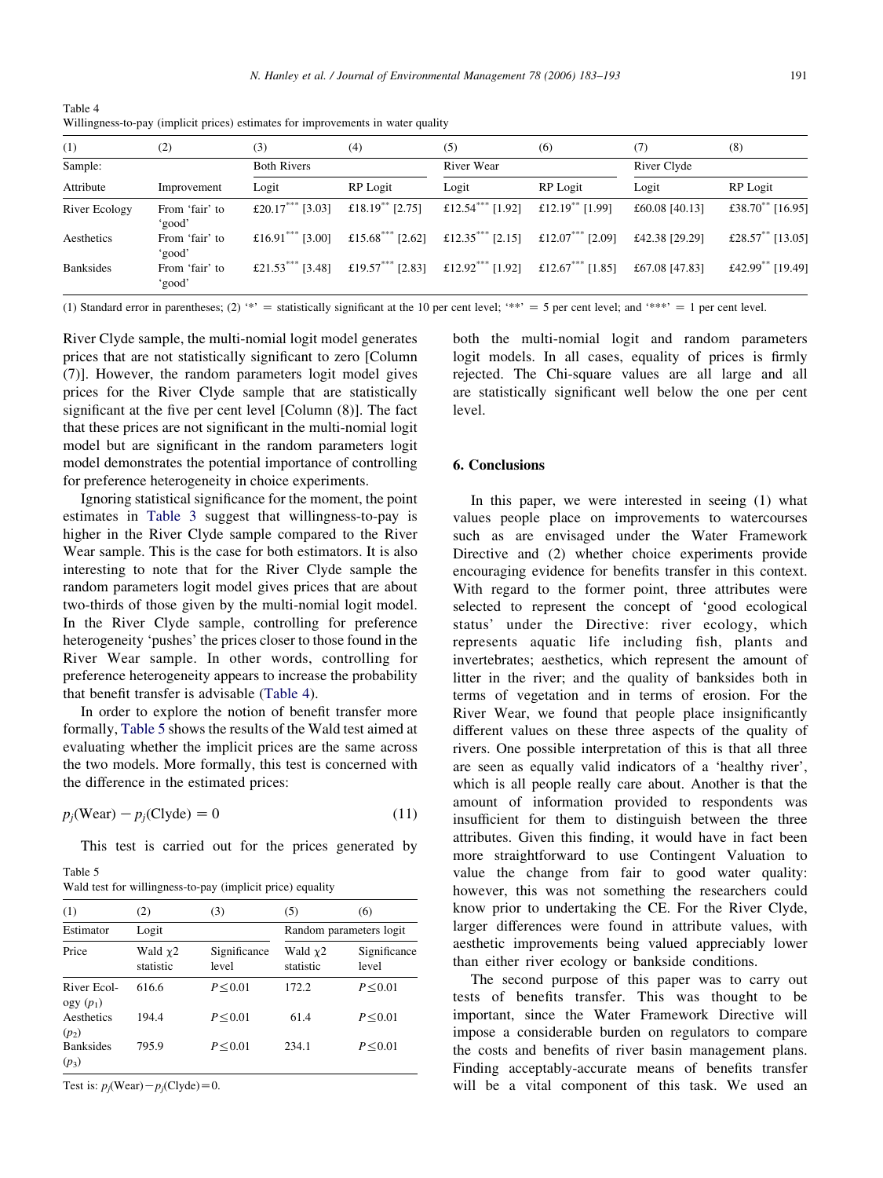Table 4
Willingness-to-pay (implicit prices) estimates for improvements in water quality

| (1) | (2) | (3) | (4) | (5) | (6) | (7) | (8) |
|---|---|---|---|---|---|---|---|
| Sample: | | Both Rivers | | River Wear | | River Clyde | |
| Attribute | Improvement | Logit | RP Logit | Logit | RP Logit | Logit | RP Logit |
| River Ecology | From 'fair' to 'good' | £20.17*** [3.03] | £18.19** [2.75] | £12.54*** [1.92] | £12.19** [1.99] | £60.08 [40.13] | £38.70** [16.95] |
| Aesthetics | From 'fair' to 'good' | £16.91*** [3.00] | £15.68*** [2.62] | £12.35*** [2.15] | £12.07*** [2.09] | £42.38 [29.29] | £28.57** [13.05] |
| Banksides | From 'fair' to 'good' | £21.53*** [3.48] | £19.57*** [2.83] | £12.92*** [1.92] | £12.67*** [1.85] | £67.08 [47.83] | £42.99** [19.49] |

(1) Standard error in parentheses; (2) '*' = statistically significant at the 10 per cent level; '**' = 5 per cent level; and '***' = 1 per cent level.

River Clyde sample, the multi-nomial logit model generates prices that are not statistically significant to zero [Column (7)]. However, the random parameters logit model gives prices for the River Clyde sample that are statistically significant at the five per cent level [Column (8)]. The fact that these prices are not significant in the multi-nomial logit model but are significant in the random parameters logit model demonstrates the potential importance of controlling for preference heterogeneity in choice experiments.

Ignoring statistical significance for the moment, the point estimates in Table 3 suggest that willingness-to-pay is higher in the River Clyde sample compared to the River Wear sample. This is the case for both estimators. It is also interesting to note that for the River Clyde sample the random parameters logit model gives prices that are about two-thirds of those given by the multi-nomial logit model. In the River Clyde sample, controlling for preference heterogeneity 'pushes' the prices closer to those found in the River Wear sample. In other words, controlling for preference heterogeneity appears to increase the probability that benefit transfer is advisable (Table 4).

In order to explore the notion of benefit transfer more formally, Table 5 shows the results of the Wald test aimed at evaluating whether the implicit prices are the same across the two models. More formally, this test is concerned with the difference in the estimated prices:

$$p_j(\text{Wear}) - p_j(\text{Clyde}) = 0 \tag{11}$$

This test is carried out for the prices generated by both the multi-nomial logit and random parameters logit models. In all cases, equality of prices is firmly rejected. The Chi-square values are all large and all are statistically significant well below the one per cent level.

Table 5
Wald test for willingness-to-pay (implicit price) equality

| (1) | (2) | (3) | (5) | (6) |
|---|---|---|---|---|
| Estimator | Logit | | Random parameters logit | |
| Price | Wald $\chi 2$ statistic | Significance level | Wald $\chi 2$ statistic | Significance level |
| River Ecology ($p_1$) | 616.6 | $P \leq 0.01$ | 172.2 | $P \leq 0.01$ |
| Aesthetics ($p_2$) | 194.4 | $P \leq 0.01$ | 61.4 | $P \leq 0.01$ |
| Banksides ($p_3$) | 795.9 | $P \leq 0.01$ | 234.1 | $P \leq 0.01$ |

Test is: $p_j(\text{Wear}) - p_j(\text{Clyde}) = 0$.

## 6. Conclusions

In this paper, we were interested in seeing (1) what values people place on improvements to watercourses such as are envisaged under the Water Framework Directive and (2) whether choice experiments provide encouraging evidence for benefits transfer in this context. With regard to the former point, three attributes were selected to represent the concept of 'good ecological status' under the Directive: river ecology, which represents aquatic life including fish, plants and invertebrates; aesthetics, which represent the amount of litter in the river; and the quality of banksides both in terms of vegetation and in terms of erosion. For the River Wear, we found that people place insignificantly different values on these three aspects of the quality of rivers. One possible interpretation of this is that all three are seen as equally valid indicators of a 'healthy river', which is all people really care about. Another is that the amount of information provided to respondents was insufficient for them to distinguish between the three attributes. Given this finding, it would have in fact been more straightforward to use Contingent Valuation to value the change from fair to good water quality: however, this was not something the researchers could know prior to undertaking the CE. For the River Clyde, larger differences were found in attribute values, with aesthetic improvements being valued appreciably lower than either river ecology or bankside conditions.

The second purpose of this paper was to carry out tests of benefits transfer. This was thought to be important, since the Water Framework Directive will impose a considerable burden on regulators to compare the costs and benefits of river basin management plans. Finding acceptably-accurate means of benefits transfer will be a vital component of this task. We used an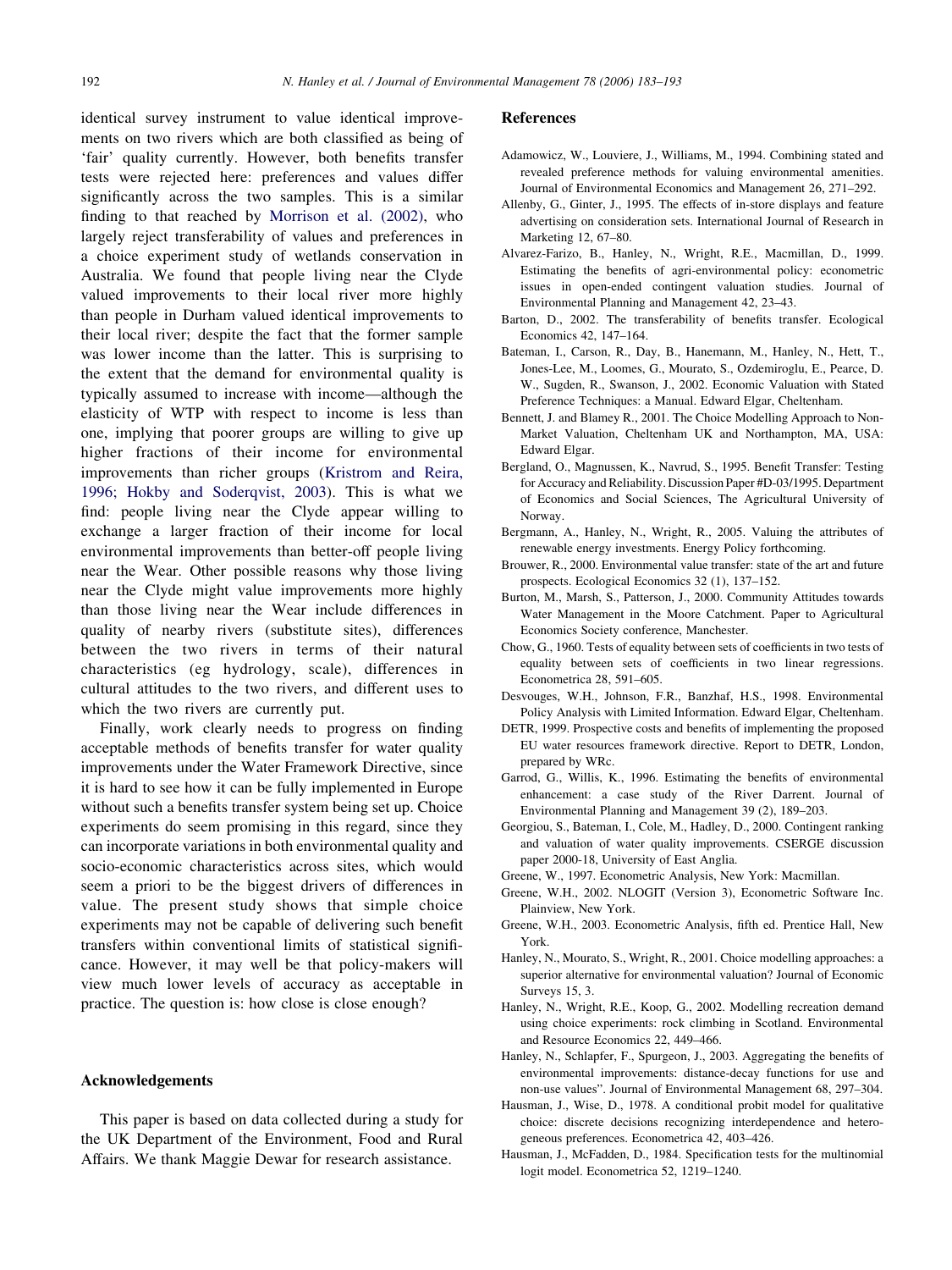identical survey instrument to value identical improvements on two rivers which are both classified as being of 'fair' quality currently. However, both benefits transfer tests were rejected here: preferences and values differ significantly across the two samples. This is a similar finding to that reached by Morrison et al. (2002), who largely reject transferability of values and preferences in a choice experiment study of wetlands conservation in Australia. We found that people living near the Clyde valued improvements to their local river more highly than people in Durham valued identical improvements to their local river; despite the fact that the former sample was lower income than the latter. This is surprising to the extent that the demand for environmental quality is typically assumed to increase with income—although the elasticity of WTP with respect to income is less than one, implying that poorer groups are willing to give up higher fractions of their income for environmental improvements than richer groups (Kristrom and Reira, 1996; Hokby and Soderqvist, 2003). This is what we find: people living near the Clyde appear willing to exchange a larger fraction of their income for local environmental improvements than better-off people living near the Wear. Other possible reasons why those living near the Clyde might value improvements more highly than those living near the Wear include differences in quality of nearby rivers (substitute sites), differences between the two rivers in terms of their natural characteristics (eg hydrology, scale), differences in cultural attitudes to the two rivers, and different uses to which the two rivers are currently put.

Finally, work clearly needs to progress on finding acceptable methods of benefits transfer for water quality improvements under the Water Framework Directive, since it is hard to see how it can be fully implemented in Europe without such a benefits transfer system being set up. Choice experiments do seem promising in this regard, since they can incorporate variations in both environmental quality and socio-economic characteristics across sites, which would seem a priori to be the biggest drivers of differences in value. The present study shows that simple choice experiments may not be capable of delivering such benefit transfers within conventional limits of statistical significance. However, it may well be that policy-makers will view much lower levels of accuracy as acceptable in practice. The question is: how close is close enough?

## Acknowledgements

This paper is based on data collected during a study for the UK Department of the Environment, Food and Rural Affairs. We thank Maggie Dewar for research assistance.

## References

Adamowicz, W., Louviere, J., Williams, M., 1994. Combining stated and revealed preference methods for valuing environmental amenities. Journal of Environmental Economics and Management 26, 271–292.

Allenby, G., Ginter, J., 1995. The effects of in-store displays and feature advertising on consideration sets. International Journal of Research in Marketing 12, 67–80.

Alvarez-Farizo, B., Hanley, N., Wright, R.E., Macmillan, D., 1999. Estimating the benefits of agri-environmental policy: econometric issues in open-ended contingent valuation studies. Journal of Environmental Planning and Management 42, 23–43.

Barton, D., 2002. The transferability of benefits transfer. Ecological Economics 42, 147–164.

Bateman, I., Carson, R., Day, B., Hanemann, M., Hanley, N., Hett, T., Jones-Lee, M., Loomes, G., Mourato, S., Ozdemiroglu, E., Pearce, D. W., Sugden, R., Swanson, J., 2002. Economic Valuation with Stated Preference Techniques: a Manual. Edward Elgar, Cheltenham.

Bennett, J. and Blamey R., 2001. The Choice Modelling Approach to Non-Market Valuation, Cheltenham UK and Northampton, MA, USA: Edward Elgar.

Bergland, O., Magnussen, K., Navrud, S., 1995. Benefit Transfer: Testing for Accuracy and Reliability. Discussion Paper #D-03/1995. Department of Economics and Social Sciences, The Agricultural University of Norway.

Bergmann, A., Hanley, N., Wright, R., 2005. Valuing the attributes of renewable energy investments. Energy Policy forthcoming.

Brouwer, R., 2000. Environmental value transfer: state of the art and future prospects. Ecological Economics 32 (1), 137–152.

Burton, M., Marsh, S., Patterson, J., 2000. Community Attitudes towards Water Management in the Moore Catchment. Paper to Agricultural Economics Society conference, Manchester.

Chow, G., 1960. Tests of equality between sets of coefficients in two tests of equality between sets of coefficients in two linear regressions. Econometrica 28, 591–605.

Desvouges, W.H., Johnson, F.R., Banzhaf, H.S., 1998. Environmental Policy Analysis with Limited Information. Edward Elgar, Cheltenham.

DETR, 1999. Prospective costs and benefits of implementing the proposed EU water resources framework directive. Report to DETR, London, prepared by WRc.

Garrod, G., Willis, K., 1996. Estimating the benefits of environmental enhancement: a case study of the River Darrent. Journal of Environmental Planning and Management 39 (2), 189–203.

Georgiou, S., Bateman, I., Cole, M., Hadley, D., 2000. Contingent ranking and valuation of water quality improvements. CSERGE discussion paper 2000-18, University of East Anglia.

Greene, W., 1997. Econometric Analysis, New York: Macmillan.

Greene, W.H., 2002. NLOGIT (Version 3), Econometric Software Inc. Plainview, New York.

Greene, W.H., 2003. Econometric Analysis, fifth ed. Prentice Hall, New York.

Hanley, N., Mourato, S., Wright, R., 2001. Choice modelling approaches: a superior alternative for environmental valuation? Journal of Economic Surveys 15, 3.

Hanley, N., Wright, R.E., Koop, G., 2002. Modelling recreation demand using choice experiments: rock climbing in Scotland. Environmental and Resource Economics 22, 449–466.

Hanley, N., Schlapfer, F., Spurgeon, J., 2003. Aggregating the benefits of environmental improvements: distance-decay functions for use and non-use values". Journal of Environmental Management 68, 297–304.

Hausman, J., Wise, D., 1978. A conditional probit model for qualitative choice: discrete decisions recognizing interdependence and heterogeneous preferences. Econometrica 42, 403–426.

Hausman, J., McFadden, D., 1984. Specification tests for the multinomial logit model. Econometrica 52, 1219–1240.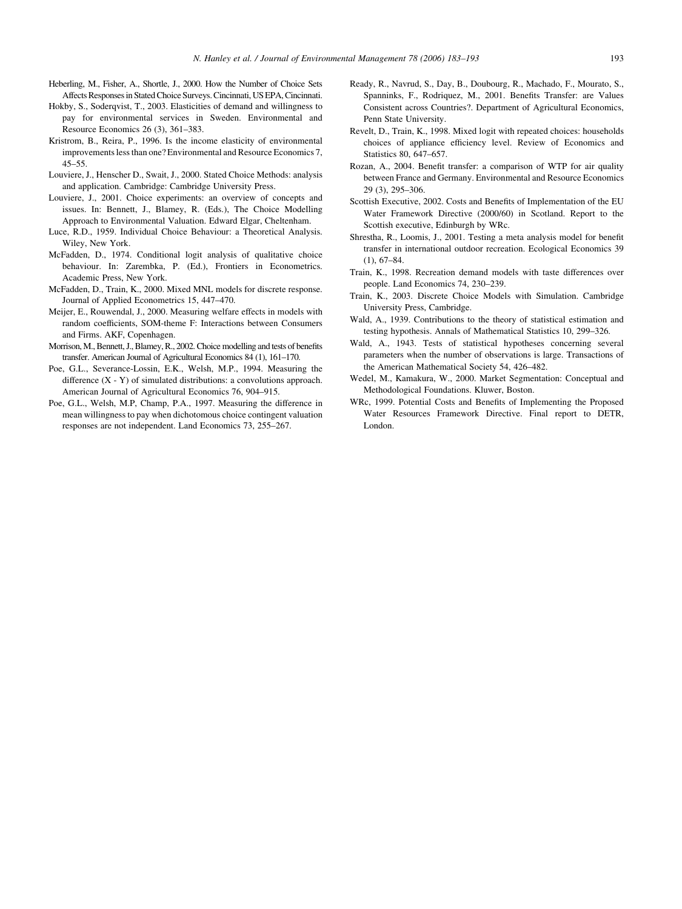Heberling, M., Fisher, A., Shortle, J., 2000. How the Number of Choice Sets Affects Responses in Stated Choice Surveys. Cincinnati, US EPA, Cincinnati.

Hokby, S., Soderqvist, T., 2003. Elasticities of demand and willingness to pay for environmental services in Sweden. Environmental and Resource Economics 26 (3), 361–383.

Kristrom, B., Reira, P., 1996. Is the income elasticity of environmental improvements less than one? Environmental and Resource Economics 7, 45–55.

Louviere, J., Henscher D., Swait, J., 2000. Stated Choice Methods: analysis and application. Cambridge: Cambridge University Press.

Louviere, J., 2001. Choice experiments: an overview of concepts and issues. In: Bennett, J., Blamey, R. (Eds.), The Choice Modelling Approach to Environmental Valuation. Edward Elgar, Cheltenham.

Luce, R.D., 1959. Individual Choice Behaviour: a Theoretical Analysis. Wiley, New York.

McFadden, D., 1974. Conditional logit analysis of qualitative choice behaviour. In: Zarembka, P. (Ed.), Frontiers in Econometrics. Academic Press, New York.

McFadden, D., Train, K., 2000. Mixed MNL models for discrete response. Journal of Applied Econometrics 15, 447–470.

Meijer, E., Rouwendal, J., 2000. Measuring welfare effects in models with random coefficients, SOM-theme F: Interactions between Consumers and Firms. AKF, Copenhagen.

Morrison, M., Bennett, J., Blamey, R., 2002. Choice modelling and tests of benefits transfer. American Journal of Agricultural Economics 84 (1), 161–170.

Poe, G.L., Severance-Lossin, E.K., Welsh, M.P., 1994. Measuring the difference (X - Y) of simulated distributions: a convolutions approach. American Journal of Agricultural Economics 76, 904–915.

Poe, G.L., Welsh, M.P, Champ, P.A., 1997. Measuring the difference in mean willingness to pay when dichotomous choice contingent valuation responses are not independent. Land Economics 73, 255–267.

Ready, R., Navrud, S., Day, B., Doubourg, R., Machado, F., Mourato, S., Spanninks, F., Rodriquez, M., 2001. Benefits Transfer: are Values Consistent across Countries?. Department of Agricultural Economics, Penn State University.

Revelt, D., Train, K., 1998. Mixed logit with repeated choices: households choices of appliance efficiency level. Review of Economics and Statistics 80, 647–657.

Rozan, A., 2004. Benefit transfer: a comparison of WTP for air quality between France and Germany. Environmental and Resource Economics 29 (3), 295–306.

Scottish Executive, 2002. Costs and Benefits of Implementation of the EU Water Framework Directive (2000/60) in Scotland. Report to the Scottish executive, Edinburgh by WRc.

Shrestha, R., Loomis, J., 2001. Testing a meta analysis model for benefit transfer in international outdoor recreation. Ecological Economics 39 (1), 67–84.

Train, K., 1998. Recreation demand models with taste differences over people. Land Economics 74, 230–239.

Train, K., 2003. Discrete Choice Models with Simulation. Cambridge University Press, Cambridge.

Wald, A., 1939. Contributions to the theory of statistical estimation and testing hypothesis. Annals of Mathematical Statistics 10, 299–326.

Wald, A., 1943. Tests of statistical hypotheses concerning several parameters when the number of observations is large. Transactions of the American Mathematical Society 54, 426–482.

Wedel, M., Kamakura, W., 2000. Market Segmentation: Conceptual and Methodological Foundations. Kluwer, Boston.

WRc, 1999. Potential Costs and Benefits of Implementing the Proposed Water Resources Framework Directive. Final report to DETR, London.